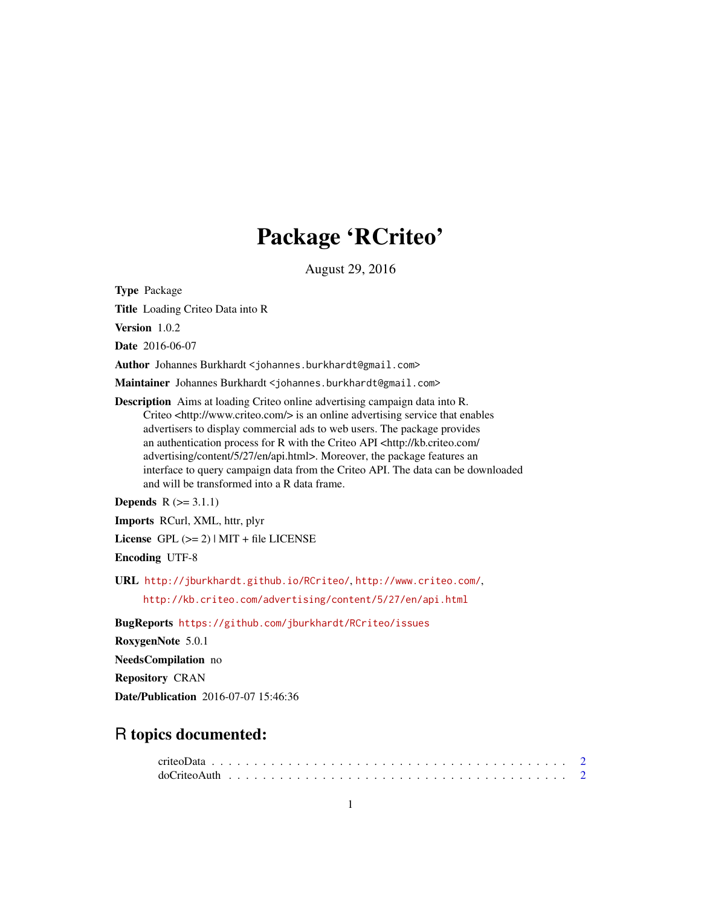# Package 'RCriteo'

August 29, 2016

**Type** Package

**Title** Loading Criteo Data into R

**Version** 1.0.2

**Date** 2016-06-07

**Author** Johannes Burkhardt <johannes.burkhardt@gmail.com>

**Maintainer** Johannes Burkhardt <johannes.burkhardt@gmail.com>

**Description** Aims at loading Criteo online advertising campaign data into R. Criteo <http://www.criteo.com/> is an online advertising service that enables advertisers to display commercial ads to web users. The package provides an authentication process for R with the Criteo API <http://kb.criteo.com/advertising/content/5/27/en/api.html>. Moreover, the package features an interface to query campaign data from the Criteo API. The data can be downloaded and will be transformed into a R data frame.

**Depends** R (>= 3.1.1)

**Imports** RCurl, XML, httr, plyr

**License** GPL (>= 2) | MIT + file LICENSE

**Encoding** UTF-8

**URL** http://jburkhardt.github.io/RCriteo/, http://www.criteo.com/, http://kb.criteo.com/advertising/content/5/27/en/api.html

**BugReports** https://github.com/jburkhardt/RCriteo/issues

**RoxygenNote** 5.0.1

**NeedsCompilation** no

**Repository** CRAN

**Date/Publication** 2016-07-07 15:46:36

## R topics documented:

criteoData . . . . . . . . . . . . . . . . . . . . . . . . . . . . . . . . . . . . . . . 2
doCriteoAuth . . . . . . . . . . . . . . . . . . . . . . . . . . . . . . . . . . . . . 2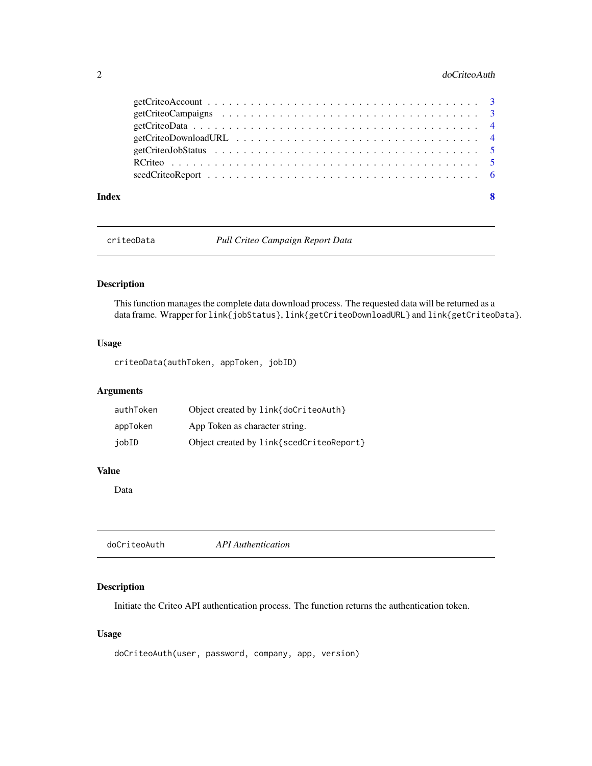getCriteoAccount . . . . . . . . . . . . . . . . . . . . . . . . . . . . . . . . . . . 3
getCriteoCampaigns . . . . . . . . . . . . . . . . . . . . . . . . . . . . . . . . . . 3
getCriteoData . . . . . . . . . . . . . . . . . . . . . . . . . . . . . . . . . . . . . 4
getCriteoDownloadURL . . . . . . . . . . . . . . . . . . . . . . . . . . . . . . . . . 4
getCriteoJobStatus . . . . . . . . . . . . . . . . . . . . . . . . . . . . . . . . . . 5
RCriteo . . . . . . . . . . . . . . . . . . . . . . . . . . . . . . . . . . . . . . . . 5
scedCriteoReport . . . . . . . . . . . . . . . . . . . . . . . . . . . . . . . . . . . 6

**Index** **8**

---

## `criteoData` *Pull Criteo Campaign Report Data*

### Description

This function manages the complete data download process. The requested data will be returned as a data frame. Wrapper for `link{jobStatus}`, `link{getCriteoDownloadURL}` and `link{getCriteoData}`.

### Usage

```
criteoData(authToken, appToken, jobID)
```

### Arguments

| | |
|---|---|
| `authToken` | Object created by `link{doCriteoAuth}` |
| `appToken` | App Token as character string. |
| `jobID` | Object created by `link{scedCriteoReport}` |

### Value

Data

---

## `doCriteoAuth` *API Authentication*

### Description

Initiate the Criteo API authentication process. The function returns the authentication token.

### Usage

```
doCriteoAuth(user, password, company, app, version)
```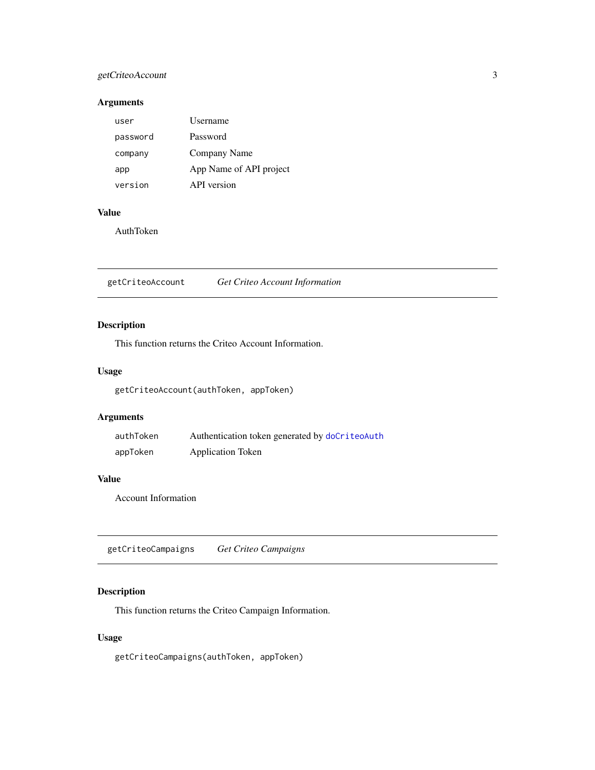### Arguments

| | |
|---|---|
| `user` | Username |
| `password` | Password |
| `company` | Company Name |
| `app` | App Name of API project |
| `version` | API version |

### Value

AuthToken

---

## getCriteoAccount *Get Criteo Account Information*

---

### Description

This function returns the Criteo Account Information.

### Usage

```
getCriteoAccount(authToken, appToken)
```

### Arguments

| | |
|---|---|
| `authToken` | Authentication token generated by `doCriteoAuth` |
| `appToken` | Application Token |

### Value

Account Information

---

## getCriteoCampaigns *Get Criteo Campaigns*

---

### Description

This function returns the Criteo Campaign Information.

### Usage

```
getCriteoCampaigns(authToken, appToken)
```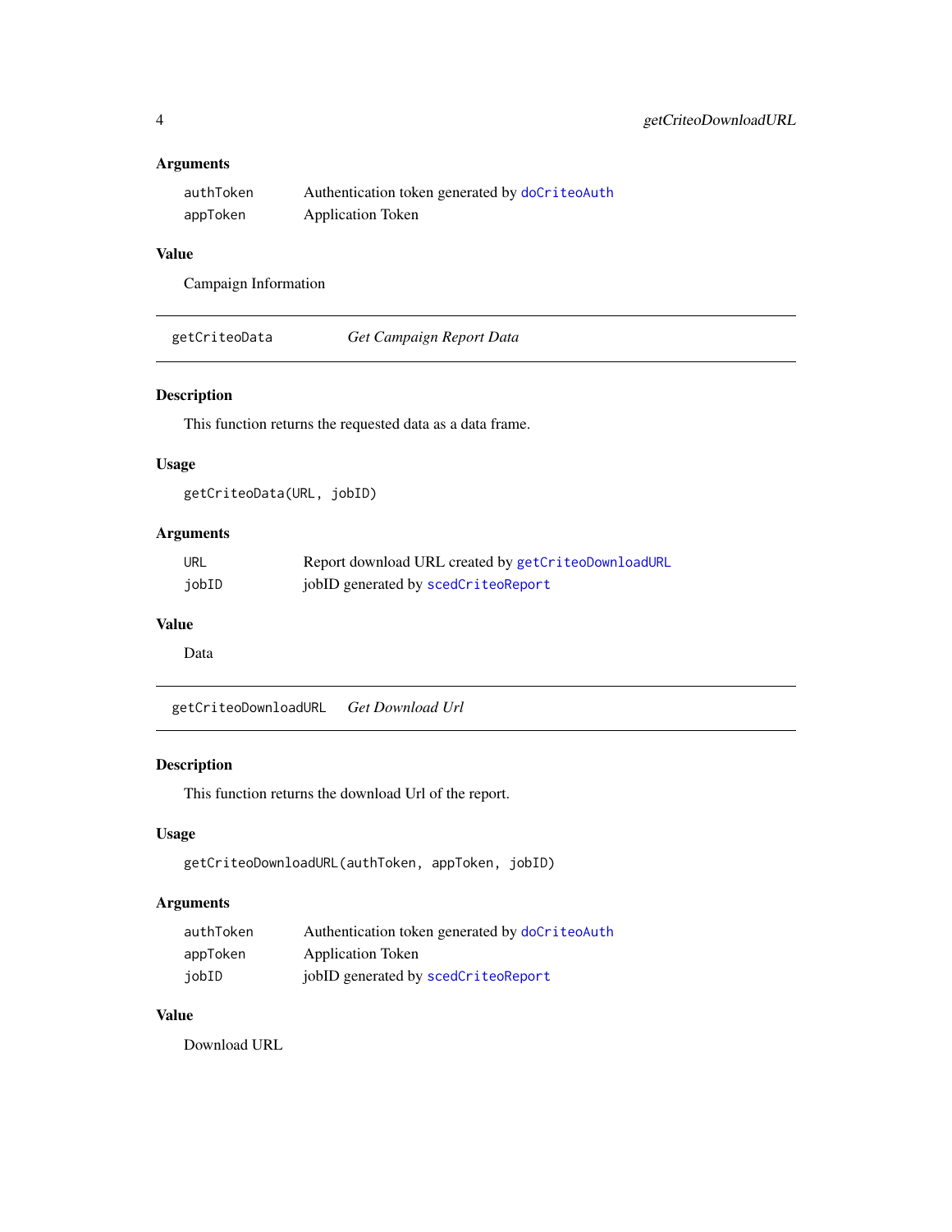### Arguments

| | |
|---|---|
| `authToken` | Authentication token generated by `doCriteoAuth` |
| `appToken` | Application Token |

### Value

Campaign Information

---

## `getCriteoData` *Get Campaign Report Data*

---

### Description

This function returns the requested data as a data frame.

### Usage

```
getCriteoData(URL, jobID)
```

### Arguments

| | |
|---|---|
| `URL` | Report download URL created by `getCriteoDownloadURL` |
| `jobID` | jobID generated by `scedCriteoReport` |

### Value

Data

---

## `getCriteoDownloadURL` *Get Download Url*

---

### Description

This function returns the download Url of the report.

### Usage

```
getCriteoDownloadURL(authToken, appToken, jobID)
```

### Arguments

| | |
|---|---|
| `authToken` | Authentication token generated by `doCriteoAuth` |
| `appToken` | Application Token |
| `jobID` | jobID generated by `scedCriteoReport` |

### Value

Download URL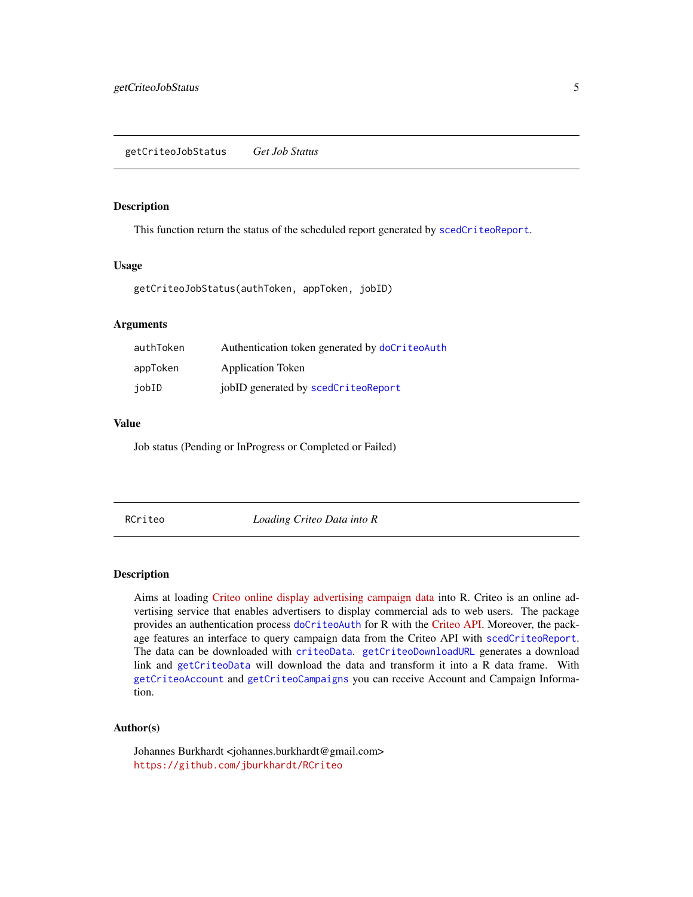## getCriteoJobStatus *Get Job Status*

### Description

This function return the status of the scheduled report generated by `scedCriteoReport`.

### Usage

```
getCriteoJobStatus(authToken, appToken, jobID)
```

### Arguments

| | |
|---|---|
| authToken | Authentication token generated by `doCriteoAuth` |
| appToken | Application Token |
| jobID | jobID generated by `scedCriteoReport` |

### Value

Job status (Pending or InProgress or Completed or Failed)

## RCriteo *Loading Criteo Data into R*

### Description

Aims at loading Criteo online display advertising campaign data into R. Criteo is an online advertising service that enables advertisers to display commercial ads to web users. The package provides an authentication process `doCriteoAuth` for R with the Criteo API. Moreover, the package features an interface to query campaign data from the Criteo API with `scedCriteoReport`. The data can be downloaded with `criteoData`. `getCriteoDownloadURL` generates a download link and `getCriteoData` will download the data and transform it into a R data frame. With `getCriteoAccount` and `getCriteoCampaigns` you can receive Account and Campaign Information.

### Author(s)

Johannes Burkhardt <johannes.burkhardt@gmail.com>
https://github.com/jburkhardt/RCriteo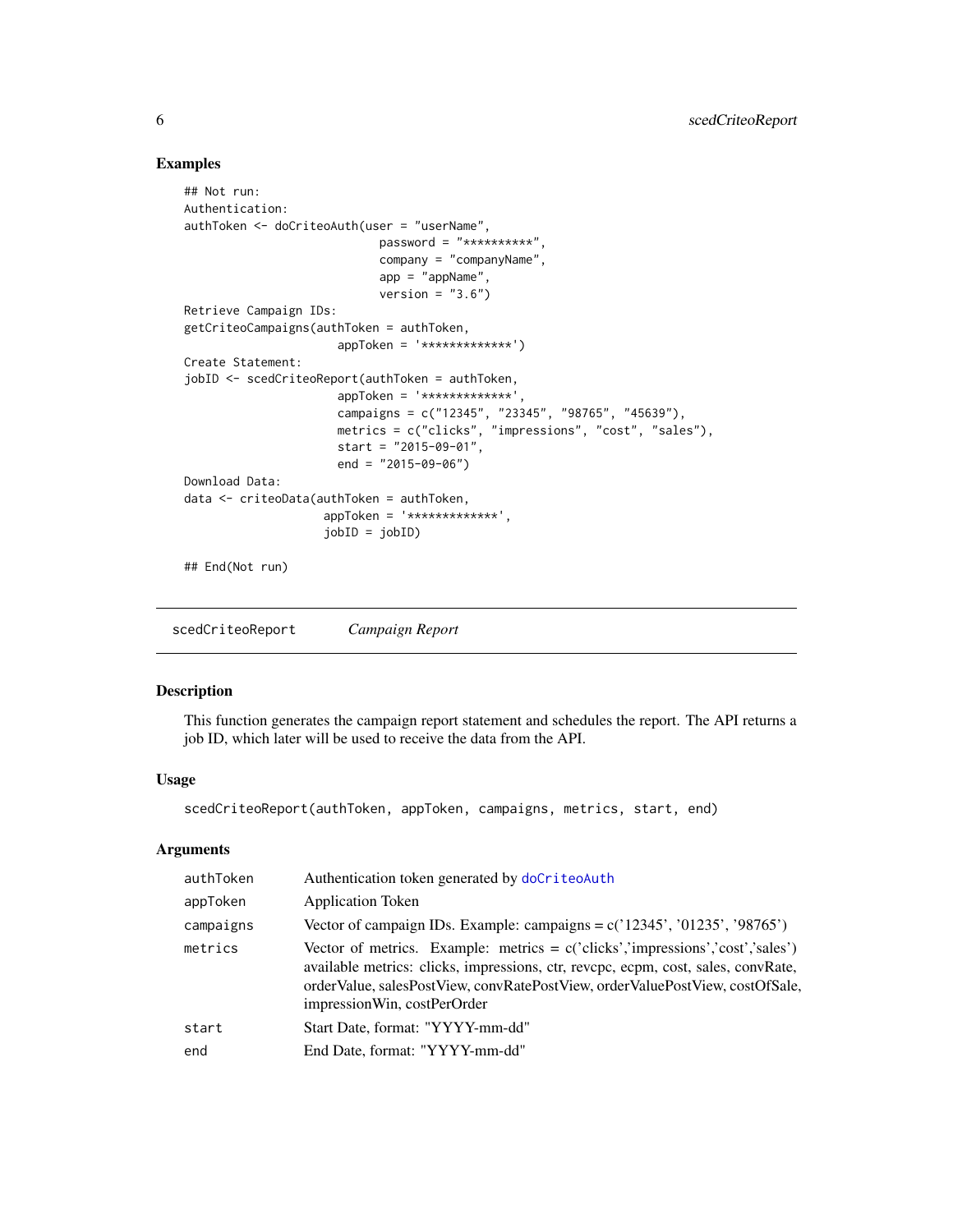### Examples

```
## Not run:
Authentication:
authToken <- doCriteoAuth(user = "userName",
                          password = "**********",
                          company = "companyName",
                          app = "appName",
                          version = "3.6")
Retrieve Campaign IDs:
getCriteoCampaigns(authToken = authToken,
                   appToken = '*************')
Create Statement:
jobID <- scedCriteoReport(authToken = authToken,
                   appToken = '*************',
                   campaigns = c("12345", "23345", "98765", "45639"),
                   metrics = c("clicks", "impressions", "cost", "sales"),
                   start = "2015-09-01",
                   end = "2015-09-06")
Download Data:
data <- criteoData(authToken = authToken,
                   appToken = '*************',
                   jobID = jobID)

## End(Not run)
```

---

## scedCriteoReport *Campaign Report*

### Description

This function generates the campaign report statement and schedules the report. The API returns a job ID, which later will be used to receive the data from the API.

### Usage

```
scedCriteoReport(authToken, appToken, campaigns, metrics, start, end)
```

### Arguments

| | |
|---|---|
| authToken | Authentication token generated by doCriteoAuth |
| appToken | Application Token |
| campaigns | Vector of campaign IDs. Example: campaigns = c('12345', '01235', '98765') |
| metrics | Vector of metrics. Example: metrics = c('clicks','impressions','cost','sales') available metrics: clicks, impressions, ctr, revcpc, ecpm, cost, sales, convRate, orderValue, salesPostView, convRatePostView, orderValuePostView, costOfSale, impressionWin, costPerOrder |
| start | Start Date, format: "YYYY-mm-dd" |
| end | End Date, format: "YYYY-mm-dd" |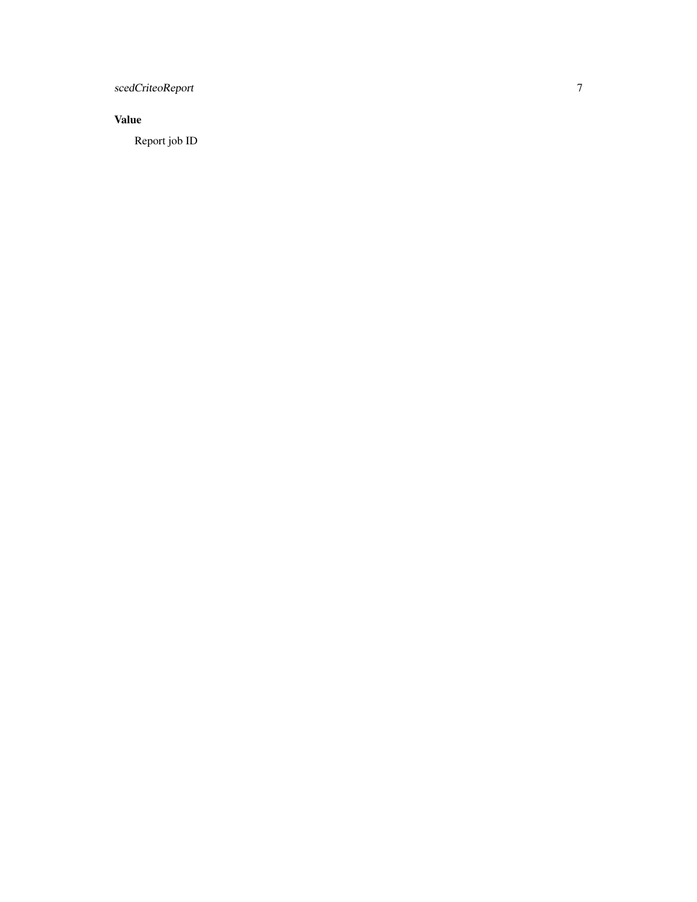## Value

Report job ID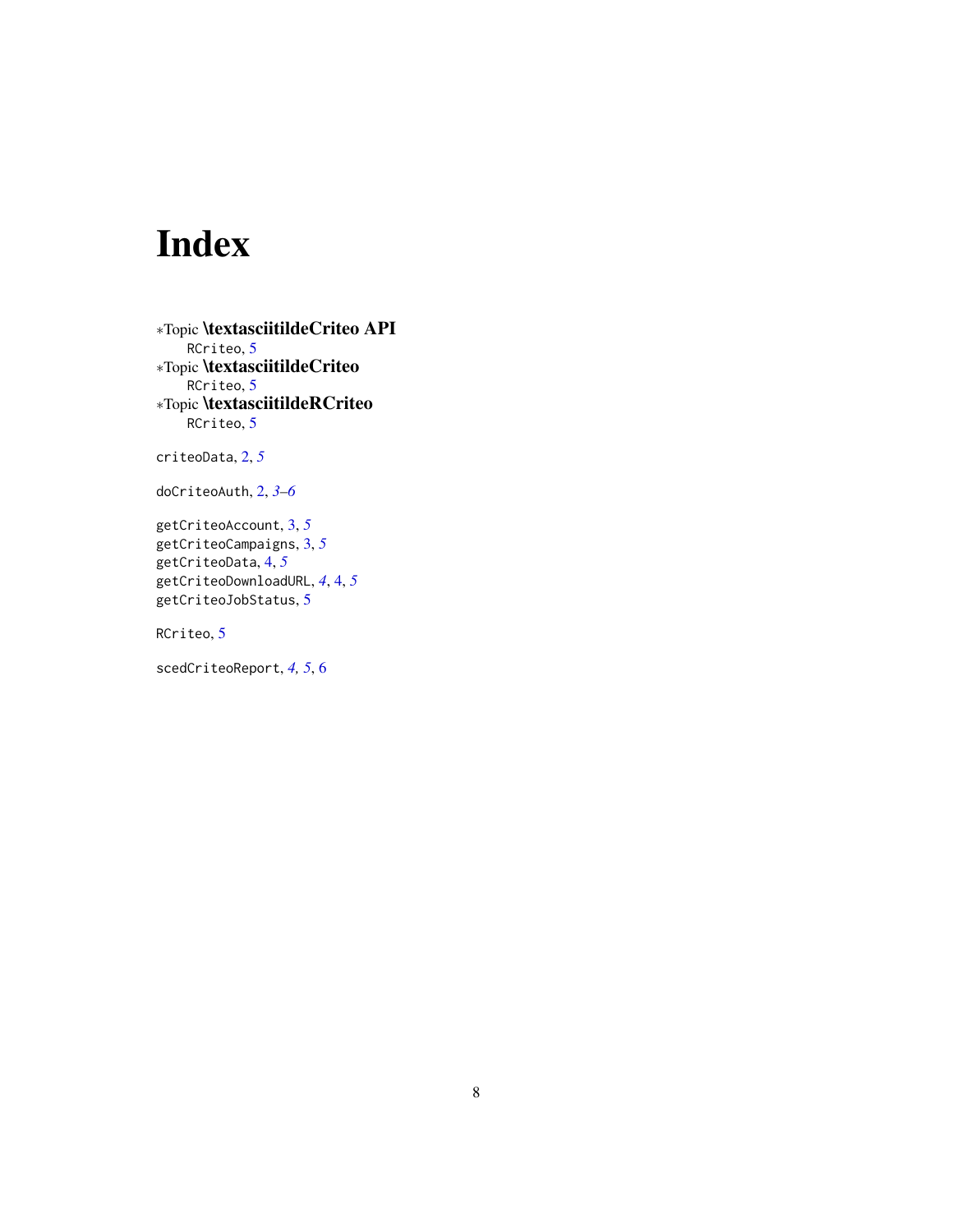# Index

∗Topic **\textasciitildeCriteo API**
    RCriteo, 5
∗Topic **\textasciitildeCriteo**
    RCriteo, 5
∗Topic **\textasciitildeRCriteo**
    RCriteo, 5

criteoData, 2, *5*

doCriteoAuth, 2, *3–6*

getCriteoAccount, 3, *5*
getCriteoCampaigns, 3, *5*
getCriteoData, 4, *5*
getCriteoDownloadURL, *4*, 4, *5*
getCriteoJobStatus, 5

RCriteo, 5

scedCriteoReport, *4, 5*, 6